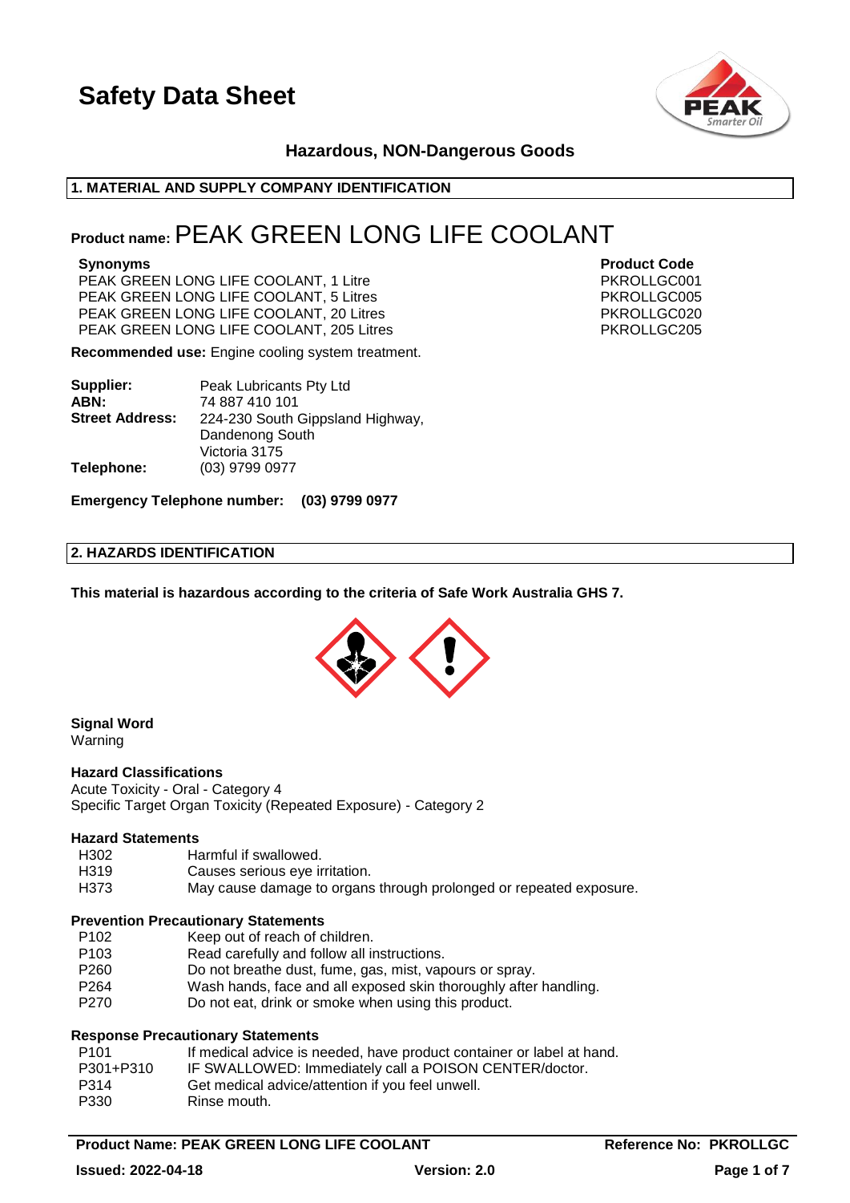# Safety Data Sheet

**Hazardous, NON-Dangerous Goods**

## 1. MATERIAL AND SUPPLY COMPANY IDENTIFICATION

**Product name:** PEAK GREEN LONG LIFE COOLANT

| Synonyms | Product Code |
|---|---|
| PEAK GREEN LONG LIFE COOLANT, 1 Litre | PKROLLGC001 |
| PEAK GREEN LONG LIFE COOLANT, 5 Litres | PKROLLGC005 |
| PEAK GREEN LONG LIFE COOLANT, 20 Litres | PKROLLGC020 |
| PEAK GREEN LONG LIFE COOLANT, 205 Litres | PKROLLGC205 |

**Recommended use:** Engine cooling system treatment.

**Supplier:** Peak Lubricants Pty Ltd
**ABN:** 74 887 410 101
**Street Address:** 224-230 South Gippsland Highway, Dandenong South Victoria 3175
**Telephone:** (03) 9799 0977

**Emergency Telephone number: (03) 9799 0977**

## 2. HAZARDS IDENTIFICATION

**This material is hazardous according to the criteria of Safe Work Australia GHS 7.**

**Signal Word**
Warning

**Hazard Classifications**
Acute Toxicity - Oral - Category 4
Specific Target Organ Toxicity (Repeated Exposure) - Category 2

**Hazard Statements**

| | |
|---|---|
| H302 | Harmful if swallowed. |
| H319 | Causes serious eye irritation. |
| H373 | May cause damage to organs through prolonged or repeated exposure. |

**Prevention Precautionary Statements**

| | |
|---|---|
| P102 | Keep out of reach of children. |
| P103 | Read carefully and follow all instructions. |
| P260 | Do not breathe dust, fume, gas, mist, vapours or spray. |
| P264 | Wash hands, face and all exposed skin thoroughly after handling. |
| P270 | Do not eat, drink or smoke when using this product. |

**Response Precautionary Statements**

| | |
|---|---|
| P101 | If medical advice is needed, have product container or label at hand. |
| P301+P310 | IF SWALLOWED: Immediately call a POISON CENTER/doctor. |
| P314 | Get medical advice/attention if you feel unwell. |
| P330 | Rinse mouth. |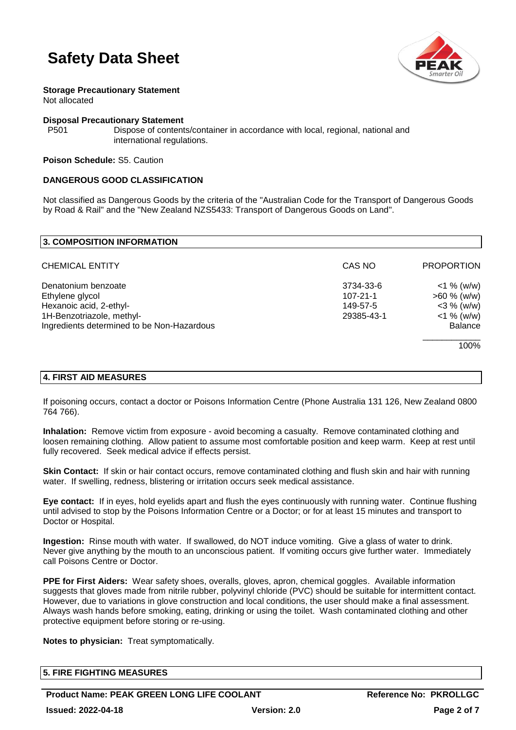**Storage Precautionary Statement**
Not allocated

**Disposal Precautionary Statement**

P501 Dispose of contents/container in accordance with local, regional, national and international regulations.

**Poison Schedule:** S5. Caution

**DANGEROUS GOOD CLASSIFICATION**

Not classified as Dangerous Goods by the criteria of the "Australian Code for the Transport of Dangerous Goods by Road & Rail" and the "New Zealand NZS5433: Transport of Dangerous Goods on Land".

## 3. COMPOSITION INFORMATION

| CHEMICAL ENTITY | CAS NO | PROPORTION |
|---|---|---|
| Denatonium benzoate | 3734-33-6 | <1 % (w/w) |
| Ethylene glycol | 107-21-1 | >60 % (w/w) |
| Hexanoic acid, 2-ethyl- | 149-57-5 | <3 % (w/w) |
| 1H-Benzotriazole, methyl- | 29385-43-1 | <1 % (w/w) |
| Ingredients determined to be Non-Hazardous | | Balance |
| | | 100% |

## 4. FIRST AID MEASURES

If poisoning occurs, contact a doctor or Poisons Information Centre (Phone Australia 131 126, New Zealand 0800 764 766).

**Inhalation:** Remove victim from exposure - avoid becoming a casualty. Remove contaminated clothing and loosen remaining clothing. Allow patient to assume most comfortable position and keep warm. Keep at rest until fully recovered. Seek medical advice if effects persist.

**Skin Contact:** If skin or hair contact occurs, remove contaminated clothing and flush skin and hair with running water. If swelling, redness, blistering or irritation occurs seek medical assistance.

**Eye contact:** If in eyes, hold eyelids apart and flush the eyes continuously with running water. Continue flushing until advised to stop by the Poisons Information Centre or a Doctor; or for at least 15 minutes and transport to Doctor or Hospital.

**Ingestion:** Rinse mouth with water. If swallowed, do NOT induce vomiting. Give a glass of water to drink. Never give anything by the mouth to an unconscious patient. If vomiting occurs give further water. Immediately call Poisons Centre or Doctor.

**PPE for First Aiders:** Wear safety shoes, overalls, gloves, apron, chemical goggles. Available information suggests that gloves made from nitrile rubber, polyvinyl chloride (PVC) should be suitable for intermittent contact. However, due to variations in glove construction and local conditions, the user should make a final assessment. Always wash hands before smoking, eating, drinking or using the toilet. Wash contaminated clothing and other protective equipment before storing or re-using.

**Notes to physician:** Treat symptomatically.

## 5. FIRE FIGHTING MEASURES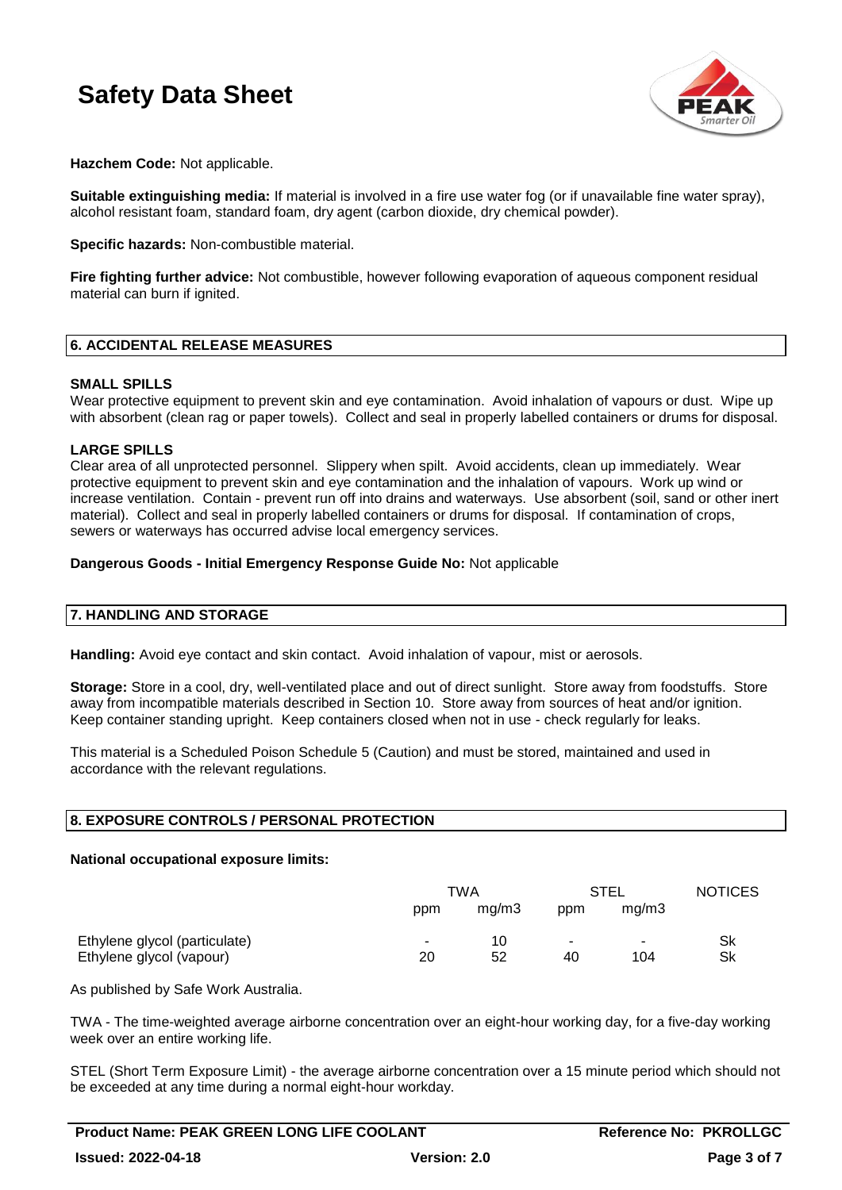**Hazchem Code:** Not applicable.

**Suitable extinguishing media:** If material is involved in a fire use water fog (or if unavailable fine water spray), alcohol resistant foam, standard foam, dry agent (carbon dioxide, dry chemical powder).

**Specific hazards:** Non-combustible material.

**Fire fighting further advice:** Not combustible, however following evaporation of aqueous component residual material can burn if ignited.

## 6. ACCIDENTAL RELEASE MEASURES

**SMALL SPILLS**
Wear protective equipment to prevent skin and eye contamination. Avoid inhalation of vapours or dust. Wipe up with absorbent (clean rag or paper towels). Collect and seal in properly labelled containers or drums for disposal.

**LARGE SPILLS**
Clear area of all unprotected personnel. Slippery when spilt. Avoid accidents, clean up immediately. Wear protective equipment to prevent skin and eye contamination and the inhalation of vapours. Work up wind or increase ventilation. Contain - prevent run off into drains and waterways. Use absorbent (soil, sand or other inert material). Collect and seal in properly labelled containers or drums for disposal. If contamination of crops, sewers or waterways has occurred advise local emergency services.

**Dangerous Goods - Initial Emergency Response Guide No:** Not applicable

## 7. HANDLING AND STORAGE

**Handling:** Avoid eye contact and skin contact. Avoid inhalation of vapour, mist or aerosols.

**Storage:** Store in a cool, dry, well-ventilated place and out of direct sunlight. Store away from foodstuffs. Store away from incompatible materials described in Section 10. Store away from sources of heat and/or ignition. Keep container standing upright. Keep containers closed when not in use - check regularly for leaks.

This material is a Scheduled Poison Schedule 5 (Caution) and must be stored, maintained and used in accordance with the relevant regulations.

## 8. EXPOSURE CONTROLS / PERSONAL PROTECTION

**National occupational exposure limits:**

| | TWA | | STEL | | NOTICES |
|---|---|---|---|---|---|
| | ppm | mg/m3 | ppm | mg/m3 | |
| Ethylene glycol (particulate) | - | 10 | - | - | Sk |
| Ethylene glycol (vapour) | 20 | 52 | 40 | 104 | Sk |

As published by Safe Work Australia.

TWA - The time-weighted average airborne concentration over an eight-hour working day, for a five-day working week over an entire working life.

STEL (Short Term Exposure Limit) - the average airborne concentration over a 15 minute period which should not be exceeded at any time during a normal eight-hour workday.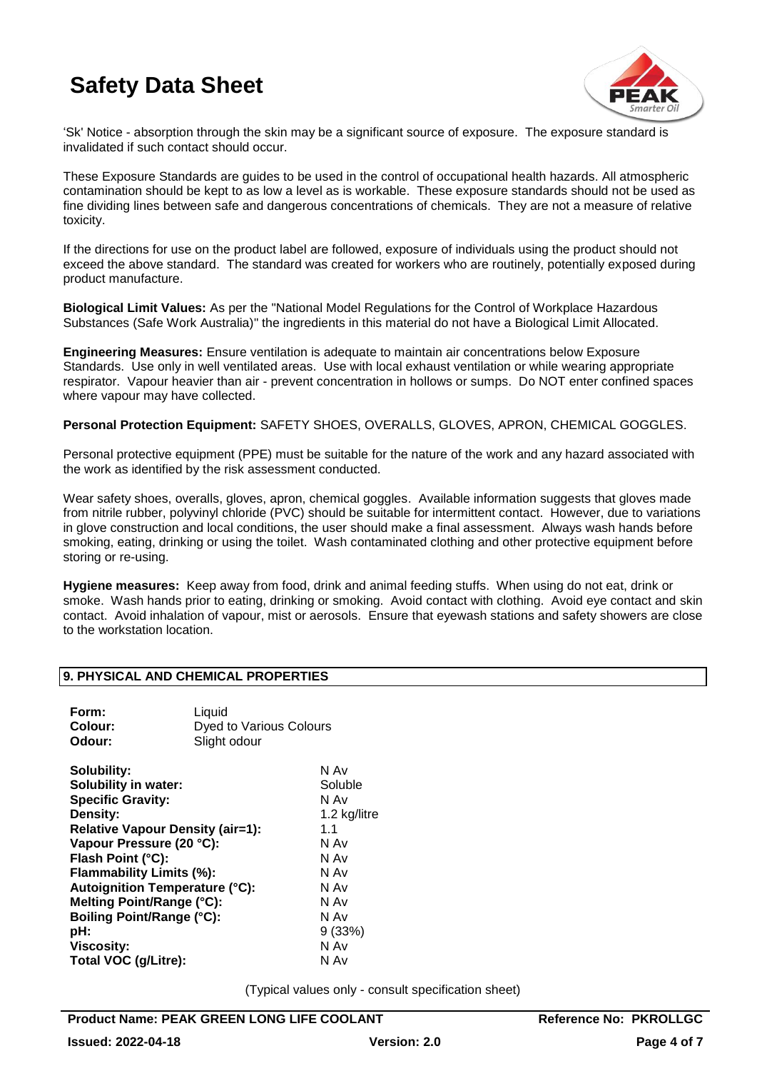'Sk' Notice - absorption through the skin may be a significant source of exposure. The exposure standard is invalidated if such contact should occur.

These Exposure Standards are guides to be used in the control of occupational health hazards. All atmospheric contamination should be kept to as low a level as is workable. These exposure standards should not be used as fine dividing lines between safe and dangerous concentrations of chemicals. They are not a measure of relative toxicity.

If the directions for use on the product label are followed, exposure of individuals using the product should not exceed the above standard. The standard was created for workers who are routinely, potentially exposed during product manufacture.

**Biological Limit Values:** As per the "National Model Regulations for the Control of Workplace Hazardous Substances (Safe Work Australia)" the ingredients in this material do not have a Biological Limit Allocated.

**Engineering Measures:** Ensure ventilation is adequate to maintain air concentrations below Exposure Standards. Use only in well ventilated areas. Use with local exhaust ventilation or while wearing appropriate respirator. Vapour heavier than air - prevent concentration in hollows or sumps. Do NOT enter confined spaces where vapour may have collected.

**Personal Protection Equipment:** SAFETY SHOES, OVERALLS, GLOVES, APRON, CHEMICAL GOGGLES.

Personal protective equipment (PPE) must be suitable for the nature of the work and any hazard associated with the work as identified by the risk assessment conducted.

Wear safety shoes, overalls, gloves, apron, chemical goggles. Available information suggests that gloves made from nitrile rubber, polyvinyl chloride (PVC) should be suitable for intermittent contact. However, due to variations in glove construction and local conditions, the user should make a final assessment. Always wash hands before smoking, eating, drinking or using the toilet. Wash contaminated clothing and other protective equipment before storing or re-using.

**Hygiene measures:** Keep away from food, drink and animal feeding stuffs. When using do not eat, drink or smoke. Wash hands prior to eating, drinking or smoking. Avoid contact with clothing. Avoid eye contact and skin contact. Avoid inhalation of vapour, mist or aerosols. Ensure that eyewash stations and safety showers are close to the workstation location.

## 9. PHYSICAL AND CHEMICAL PROPERTIES

| | |
|---|---|
| **Form:** | Liquid |
| **Colour:** | Dyed to Various Colours |
| **Odour:** | Slight odour |

| | |
|---|---|
| **Solubility:** | N Av |
| **Solubility in water:** | Soluble |
| **Specific Gravity:** | N Av |
| **Density:** | 1.2 kg/litre |
| **Relative Vapour Density (air=1):** | 1.1 |
| **Vapour Pressure (20 °C):** | N Av |
| **Flash Point (°C):** | N Av |
| **Flammability Limits (%):** | N Av |
| **Autoignition Temperature (°C):** | N Av |
| **Melting Point/Range (°C):** | N Av |
| **Boiling Point/Range (°C):** | N Av |
| **pH:** | 9 (33%) |
| **Viscosity:** | N Av |
| **Total VOC (g/Litre):** | N Av |

(Typical values only - consult specification sheet)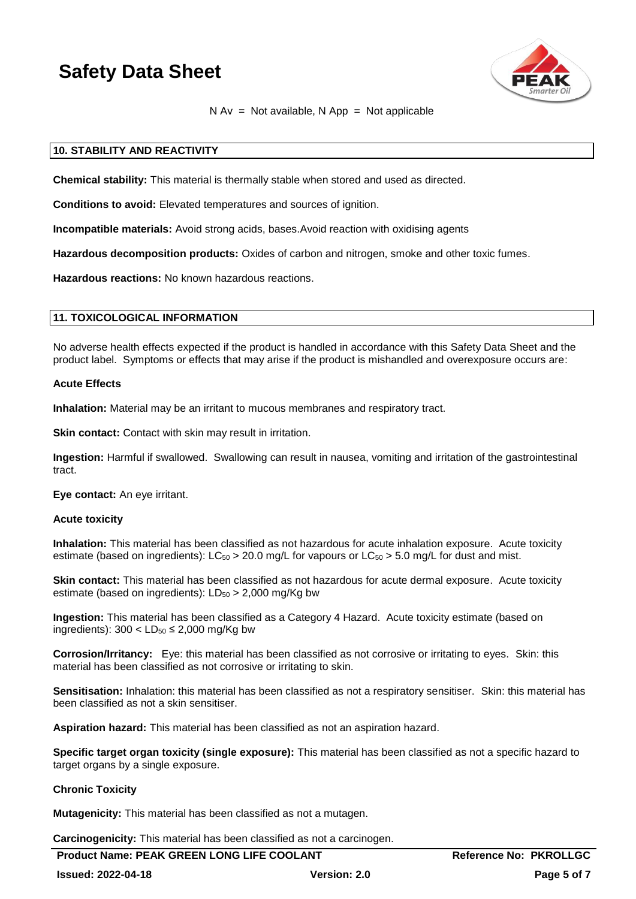N Av = Not available, N App = Not applicable

## 10. STABILITY AND REACTIVITY

**Chemical stability:** This material is thermally stable when stored and used as directed.

**Conditions to avoid:** Elevated temperatures and sources of ignition.

**Incompatible materials:** Avoid strong acids, bases.Avoid reaction with oxidising agents

**Hazardous decomposition products:** Oxides of carbon and nitrogen, smoke and other toxic fumes.

**Hazardous reactions:** No known hazardous reactions.

## 11. TOXICOLOGICAL INFORMATION

No adverse health effects expected if the product is handled in accordance with this Safety Data Sheet and the product label. Symptoms or effects that may arise if the product is mishandled and overexposure occurs are:

### Acute Effects

**Inhalation:** Material may be an irritant to mucous membranes and respiratory tract.

**Skin contact:** Contact with skin may result in irritation.

**Ingestion:** Harmful if swallowed. Swallowing can result in nausea, vomiting and irritation of the gastrointestinal tract.

**Eye contact:** An eye irritant.

### Acute toxicity

**Inhalation:** This material has been classified as not hazardous for acute inhalation exposure. Acute toxicity estimate (based on ingredients): $LC_{50}$ > 20.0 mg/L for vapours or $LC_{50}$ > 5.0 mg/L for dust and mist.

**Skin contact:** This material has been classified as not hazardous for acute dermal exposure. Acute toxicity estimate (based on ingredients): $LD_{50}$ > 2,000 mg/Kg bw

**Ingestion:** This material has been classified as a Category 4 Hazard. Acute toxicity estimate (based on ingredients): $300 < LD_{50} \leq 2{,}000$ mg/Kg bw

**Corrosion/Irritancy:** Eye: this material has been classified as not corrosive or irritating to eyes. Skin: this material has been classified as not corrosive or irritating to skin.

**Sensitisation:** Inhalation: this material has been classified as not a respiratory sensitiser. Skin: this material has been classified as not a skin sensitiser.

**Aspiration hazard:** This material has been classified as not an aspiration hazard.

**Specific target organ toxicity (single exposure):** This material has been classified as not a specific hazard to target organs by a single exposure.

### Chronic Toxicity

**Mutagenicity:** This material has been classified as not a mutagen.

**Carcinogenicity:** This material has been classified as not a carcinogen.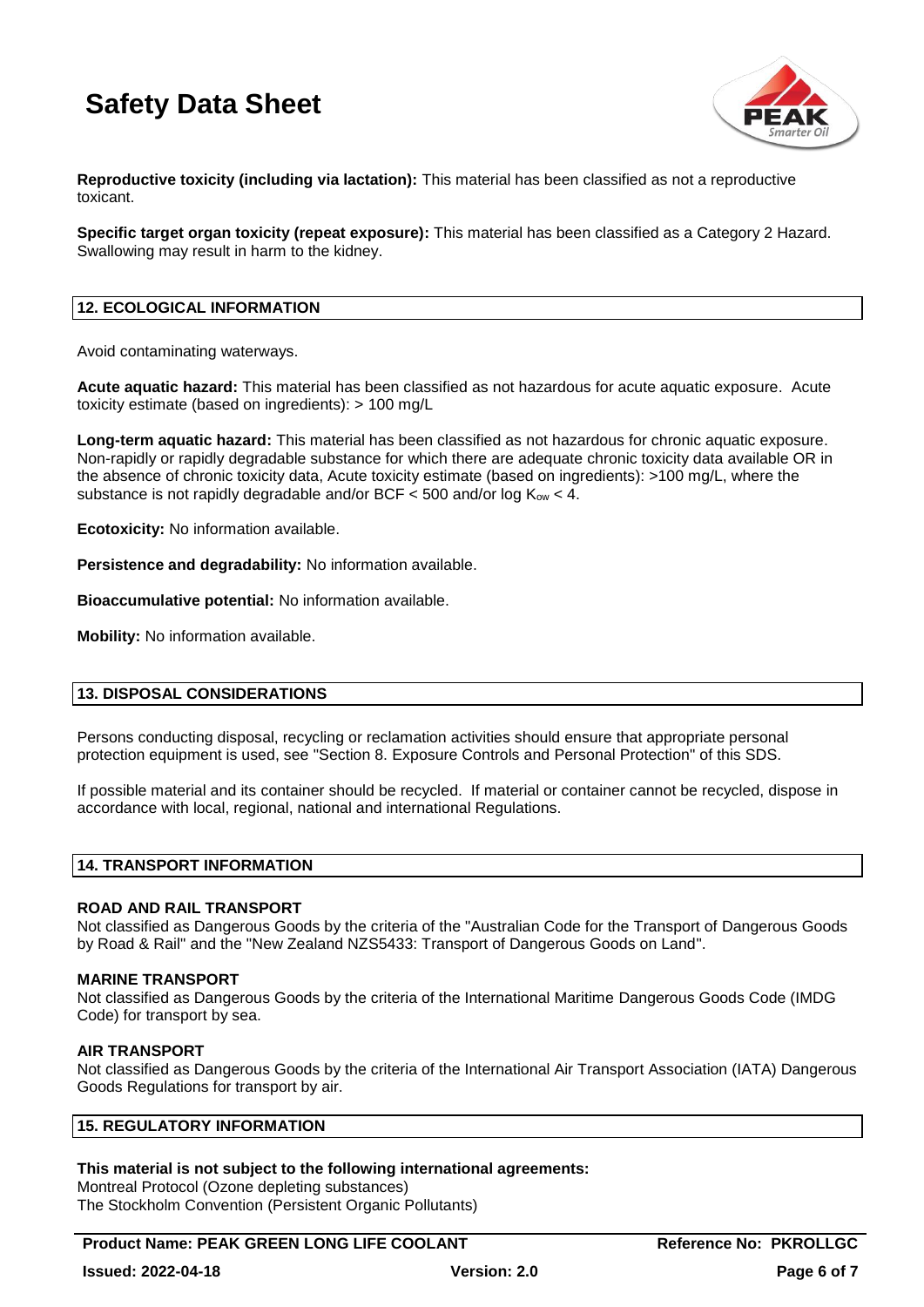**Reproductive toxicity (including via lactation):** This material has been classified as not a reproductive toxicant.

**Specific target organ toxicity (repeat exposure):** This material has been classified as a Category 2 Hazard. Swallowing may result in harm to the kidney.

## 12. ECOLOGICAL INFORMATION

Avoid contaminating waterways.

**Acute aquatic hazard:** This material has been classified as not hazardous for acute aquatic exposure. Acute toxicity estimate (based on ingredients): > 100 mg/L

**Long-term aquatic hazard:** This material has been classified as not hazardous for chronic aquatic exposure. Non-rapidly or rapidly degradable substance for which there are adequate chronic toxicity data available OR in the absence of chronic toxicity data, Acute toxicity estimate (based on ingredients): >100 mg/L, where the substance is not rapidly degradable and/or BCF < 500 and/or log $K_{ow}$ < 4.

**Ecotoxicity:** No information available.

**Persistence and degradability:** No information available.

**Bioaccumulative potential:** No information available.

**Mobility:** No information available.

## 13. DISPOSAL CONSIDERATIONS

Persons conducting disposal, recycling or reclamation activities should ensure that appropriate personal protection equipment is used, see "Section 8. Exposure Controls and Personal Protection" of this SDS.

If possible material and its container should be recycled. If material or container cannot be recycled, dispose in accordance with local, regional, national and international Regulations.

## 14. TRANSPORT INFORMATION

### ROAD AND RAIL TRANSPORT

Not classified as Dangerous Goods by the criteria of the "Australian Code for the Transport of Dangerous Goods by Road & Rail" and the "New Zealand NZS5433: Transport of Dangerous Goods on Land".

### MARINE TRANSPORT

Not classified as Dangerous Goods by the criteria of the International Maritime Dangerous Goods Code (IMDG Code) for transport by sea.

### AIR TRANSPORT

Not classified as Dangerous Goods by the criteria of the International Air Transport Association (IATA) Dangerous Goods Regulations for transport by air.

## 15. REGULATORY INFORMATION

**This material is not subject to the following international agreements:**

Montreal Protocol (Ozone depleting substances)
The Stockholm Convention (Persistent Organic Pollutants)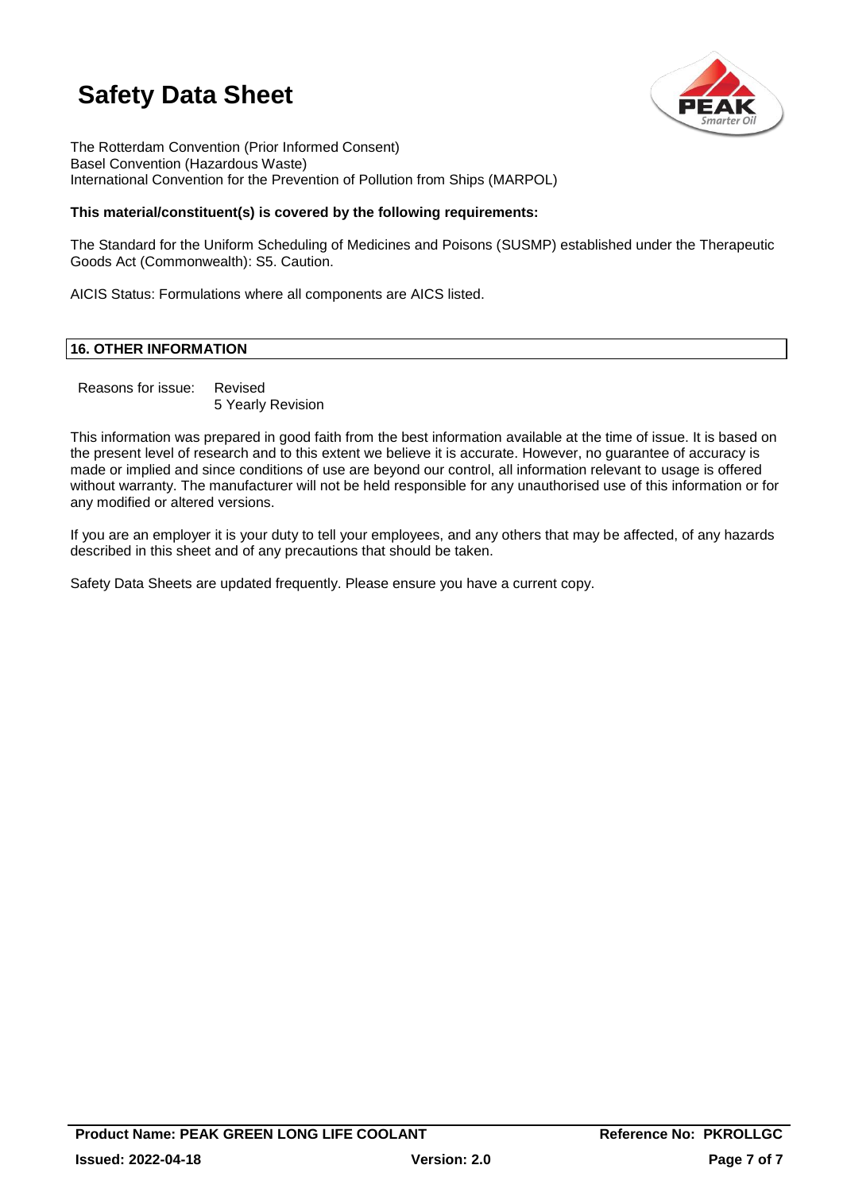The Rotterdam Convention (Prior Informed Consent)
Basel Convention (Hazardous Waste)
International Convention for the Prevention of Pollution from Ships (MARPOL)

**This material/constituent(s) is covered by the following requirements:**

The Standard for the Uniform Scheduling of Medicines and Poisons (SUSMP) established under the Therapeutic Goods Act (Commonwealth): S5. Caution.

AICIS Status: Formulations where all components are AICS listed.

## 16. OTHER INFORMATION

Reasons for issue: Revised
5 Yearly Revision

This information was prepared in good faith from the best information available at the time of issue. It is based on the present level of research and to this extent we believe it is accurate. However, no guarantee of accuracy is made or implied and since conditions of use are beyond our control, all information relevant to usage is offered without warranty. The manufacturer will not be held responsible for any unauthorised use of this information or for any modified or altered versions.

If you are an employer it is your duty to tell your employees, and any others that may be affected, of any hazards described in this sheet and of any precautions that should be taken.

Safety Data Sheets are updated frequently. Please ensure you have a current copy.